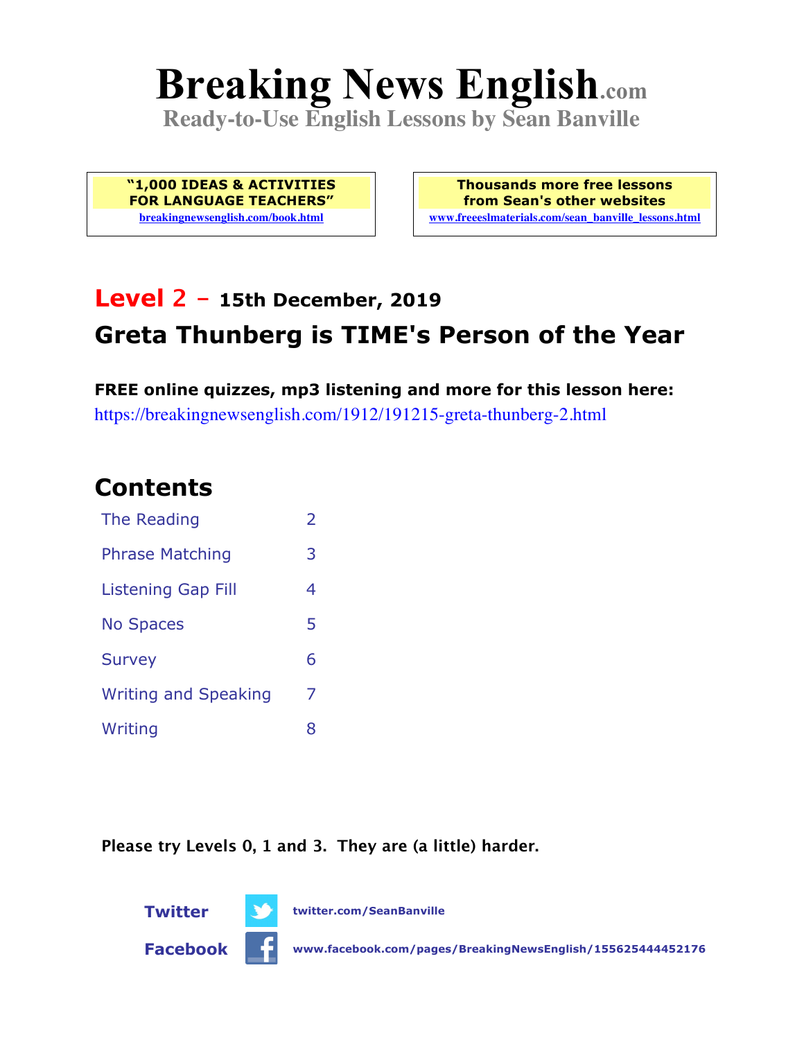# Breaking News English.com

**Ready-to-Use English Lessons by Sean Banville**

**"1,000 IDEAS & ACTIVITIES FOR LANGUAGE TEACHERS"**
breakingnewsenglish.com/book.html

**Thousands more free lessons from Sean's other websites**
www.freeeslmaterials.com/sean_banville_lessons.html

## Level 2 – 15th December, 2019

## Greta Thunberg is TIME's Person of the Year

**FREE online quizzes, mp3 listening and more for this lesson here:**
https://breakingnewsenglish.com/1912/191215-greta-thunberg-2.html

## Contents

| | |
|---|---|
| The Reading | 2 |
| Phrase Matching | 3 |
| Listening Gap Fill | 4 |
| No Spaces | 5 |
| Survey | 6 |
| Writing and Speaking | 7 |
| Writing | 8 |

**Please try Levels 0, 1 and 3. They are (a little) harder.**

**Twitter** twitter.com/SeanBanville

**Facebook** www.facebook.com/pages/BreakingNewsEnglish/155625444452176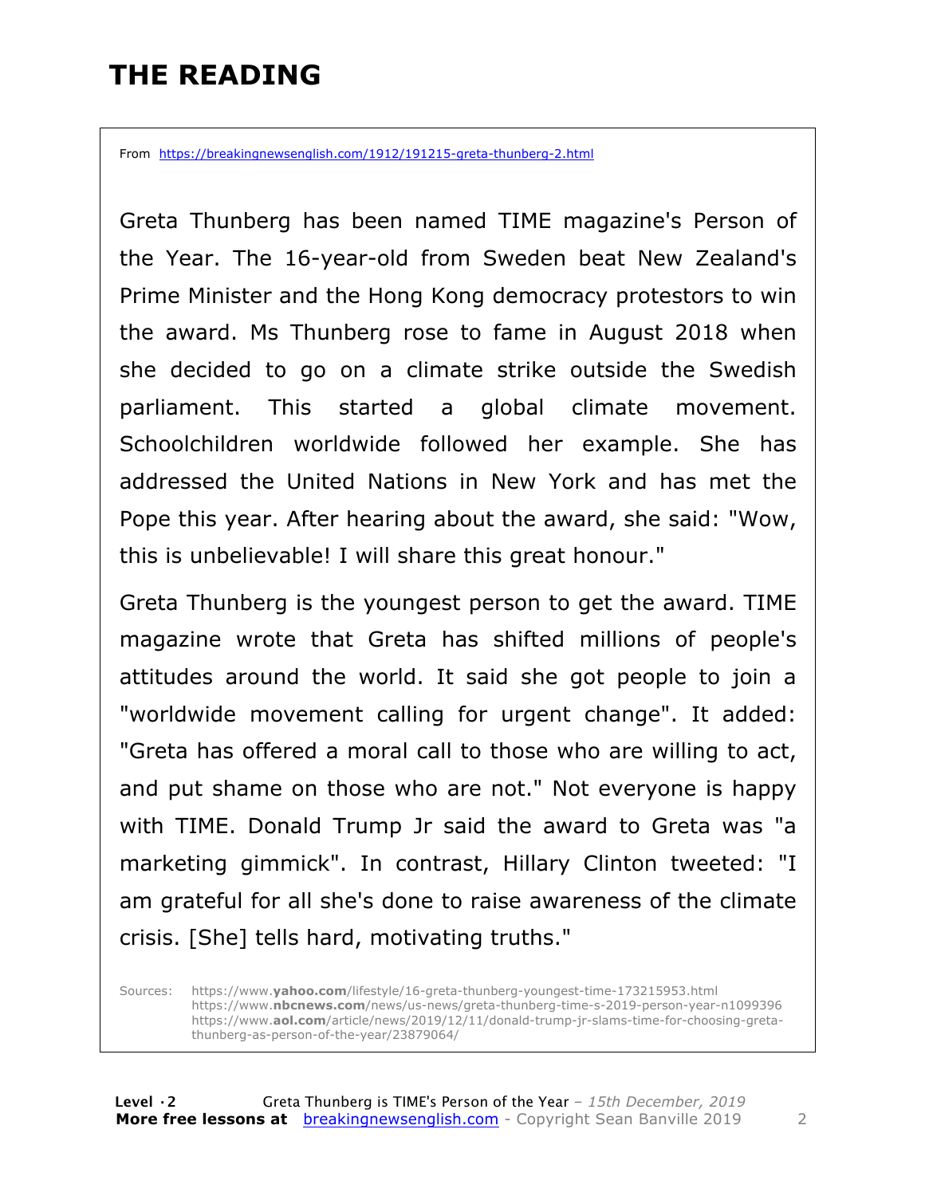# THE READING

From https://breakingnewsenglish.com/1912/191215-greta-thunberg-2.html

Greta Thunberg has been named TIME magazine's Person of the Year. The 16-year-old from Sweden beat New Zealand's Prime Minister and the Hong Kong democracy protestors to win the award. Ms Thunberg rose to fame in August 2018 when she decided to go on a climate strike outside the Swedish parliament. This started a global climate movement. Schoolchildren worldwide followed her example. She has addressed the United Nations in New York and has met the Pope this year. After hearing about the award, she said: "Wow, this is unbelievable! I will share this great honour."

Greta Thunberg is the youngest person to get the award. TIME magazine wrote that Greta has shifted millions of people's attitudes around the world. It said she got people to join a "worldwide movement calling for urgent change". It added: "Greta has offered a moral call to those who are willing to act, and put shame on those who are not." Not everyone is happy with TIME. Donald Trump Jr said the award to Greta was "a marketing gimmick". In contrast, Hillary Clinton tweeted: "I am grateful for all she's done to raise awareness of the climate crisis. [She] tells hard, motivating truths."

Sources: https://www.yahoo.com/lifestyle/16-greta-thunberg-youngest-time-173215953.html
https://www.nbcnews.com/news/us-news/greta-thunberg-time-s-2019-person-year-n1099396
https://www.aol.com/article/news/2019/12/11/donald-trump-jr-slams-time-for-choosing-greta-thunberg-as-person-of-the-year/23879064/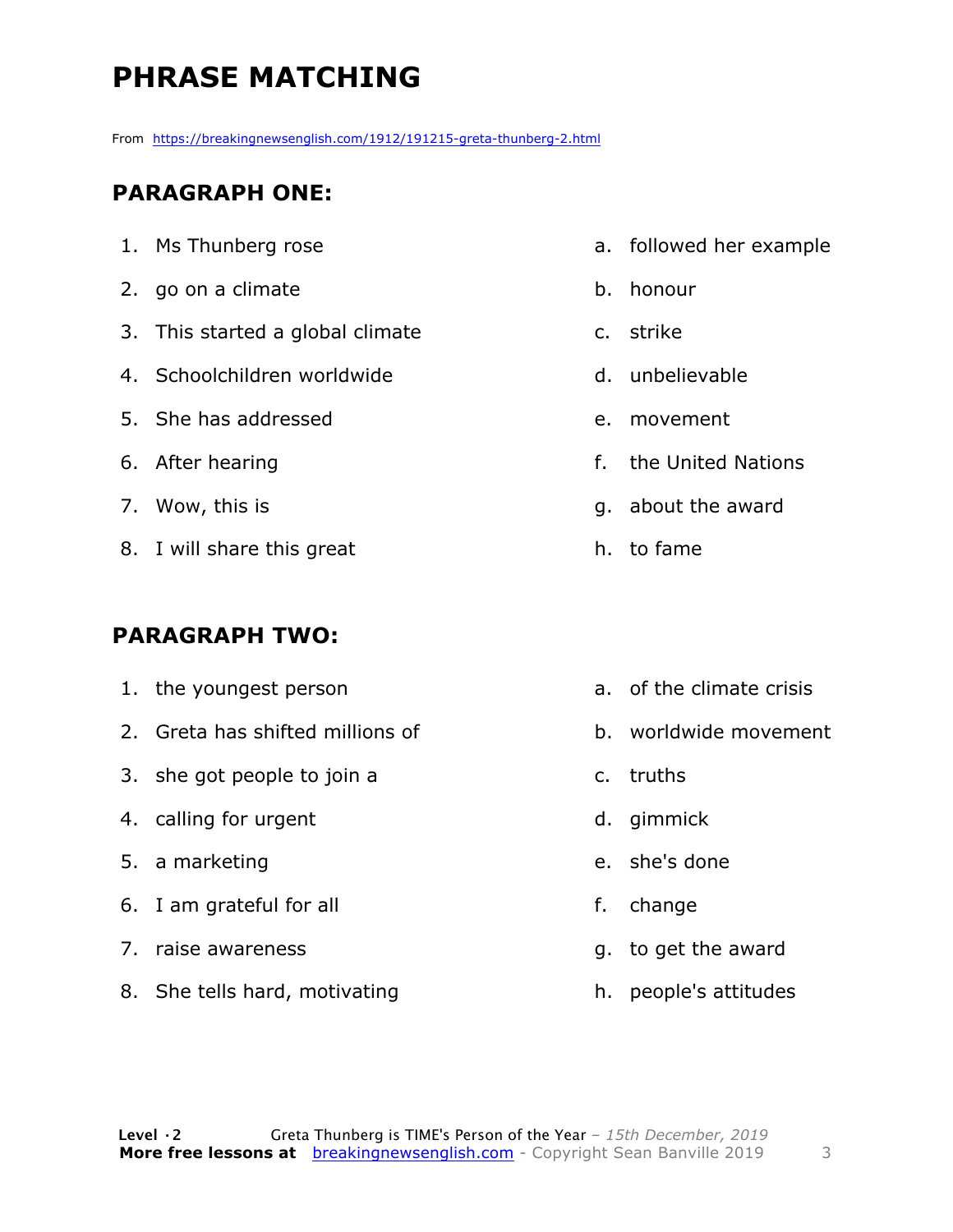# PHRASE MATCHING

From https://breakingnewsenglish.com/1912/191215-greta-thunberg-2.html

## PARAGRAPH ONE:

| | |
|---|---|
| 1. Ms Thunberg rose | a. followed her example |
| 2. go on a climate | b. honour |
| 3. This started a global climate | c. strike |
| 4. Schoolchildren worldwide | d. unbelievable |
| 5. She has addressed | e. movement |
| 6. After hearing | f. the United Nations |
| 7. Wow, this is | g. about the award |
| 8. I will share this great | h. to fame |

## PARAGRAPH TWO:

| | |
|---|---|
| 1. the youngest person | a. of the climate crisis |
| 2. Greta has shifted millions of | b. worldwide movement |
| 3. she got people to join a | c. truths |
| 4. calling for urgent | d. gimmick |
| 5. a marketing | e. she's done |
| 6. I am grateful for all | f. change |
| 7. raise awareness | g. to get the award |
| 8. She tells hard, motivating | h. people's attitudes |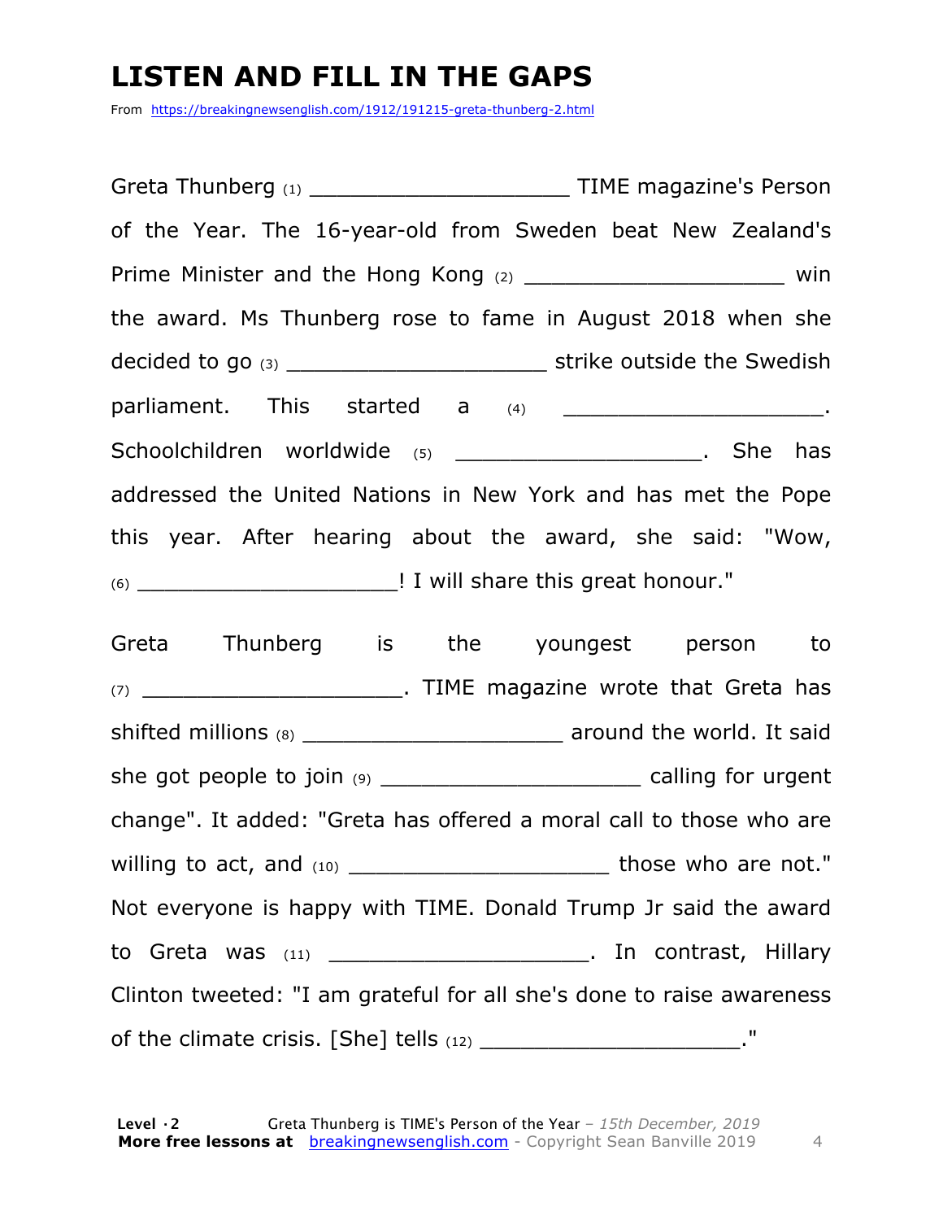# LISTEN AND FILL IN THE GAPS

From https://breakingnewsenglish.com/1912/191215-greta-thunberg-2.html

Greta Thunberg (1) ____________________ TIME magazine's Person of the Year. The 16-year-old from Sweden beat New Zealand's Prime Minister and the Hong Kong (2) ____________________ win the award. Ms Thunberg rose to fame in August 2018 when she decided to go (3) ____________________ strike outside the Swedish parliament. This started a (4) ____________________. Schoolchildren worldwide (5) ____________________. She has addressed the United Nations in New York and has met the Pope this year. After hearing about the award, she said: "Wow, (6) ____________________! I will share this great honour."

Greta Thunberg is the youngest person to (7) ____________________. TIME magazine wrote that Greta has shifted millions (8) ____________________ around the world. It said she got people to join (9) ____________________ calling for urgent change". It added: "Greta has offered a moral call to those who are willing to act, and (10) ____________________ those who are not." Not everyone is happy with TIME. Donald Trump Jr said the award to Greta was (11) ____________________. In contrast, Hillary Clinton tweeted: "I am grateful for all she's done to raise awareness of the climate crisis. [She] tells (12) ____________________."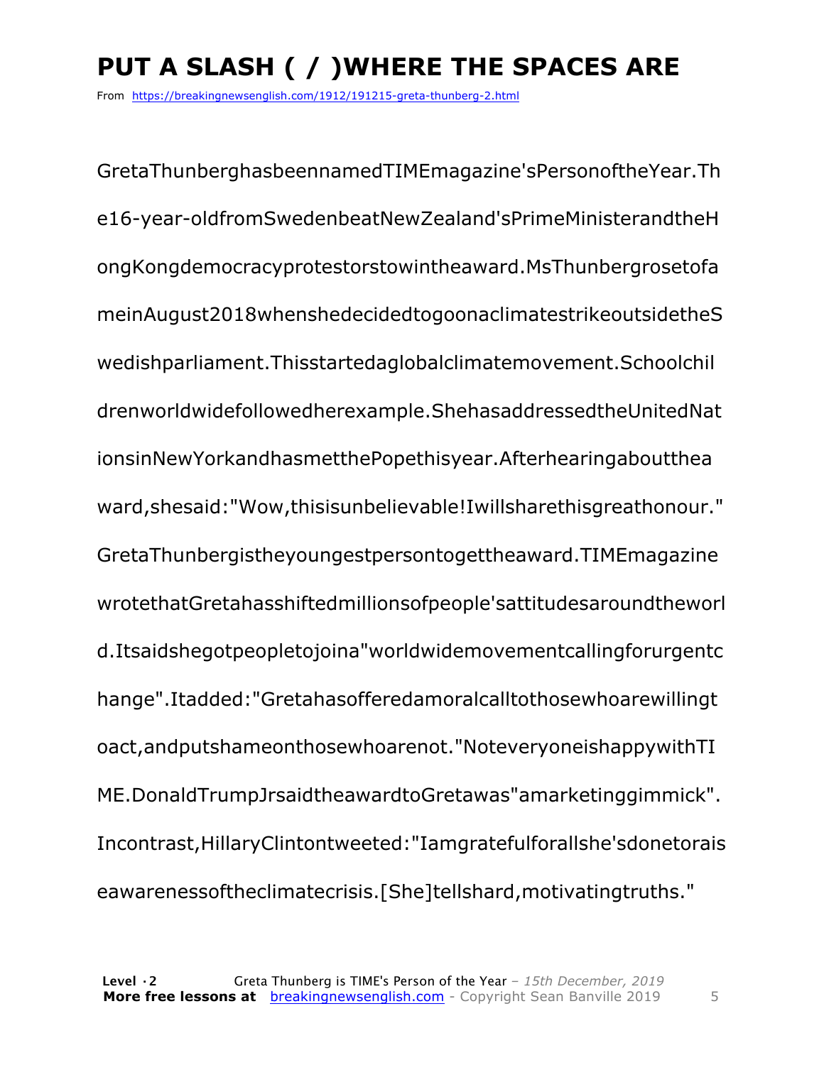# PUT A SLASH ( / )WHERE THE SPACES ARE

From https://breakingnewsenglish.com/1912/191215-greta-thunberg-2.html

GretaThunberghasbeennamedTIMEmagazine'sPersonoftheYear.Th
e16-year-oldfromSwedenbeatNewZealand'sPrimeMinisterandtheH
ongKongdemocracyprotestorstowintheaward.MsThunbergrosetofa
meinAugust2018whenshedecidedtogoonaclimatestrikeoutsidetheS
wedishparliament.Thisstartedaglobalclimatemovement.Schoolchil
drenworldwidefollowedherexample.ShehasaddressedtheUnitedNat
ionsinNewYorkandhasmetthePopethisyear.Afterhearingaboutthea
ward,shesaid:"Wow,thisisunbelievable!Iwillsharethisgreathonour."
GretaThunbergistheyoungestpersontogettheaward.TIMEmagazine
wrotethatGretahasshiftedmillionsofpeople'sattitudesaroundtheworl
d.Itsaidshegotpeopletojoina"worldwidemovementcallingforurgentc
hange".Itadded:"Gretahasofferedamoralcalltothosewhoarewillingt
oact,andputshameonthosewhoarenot."NoteveryoneishappywithTI
ME.DonaldTrumpJrsaidtheawardtoGretawas"amarketinggimmick".
Incontrast,HillaryClintontweeted:"Iamgratefulforallshe'sdonetorais
eawarenessoftheclimatecrisis.[She]tellshard,motivatingtruths."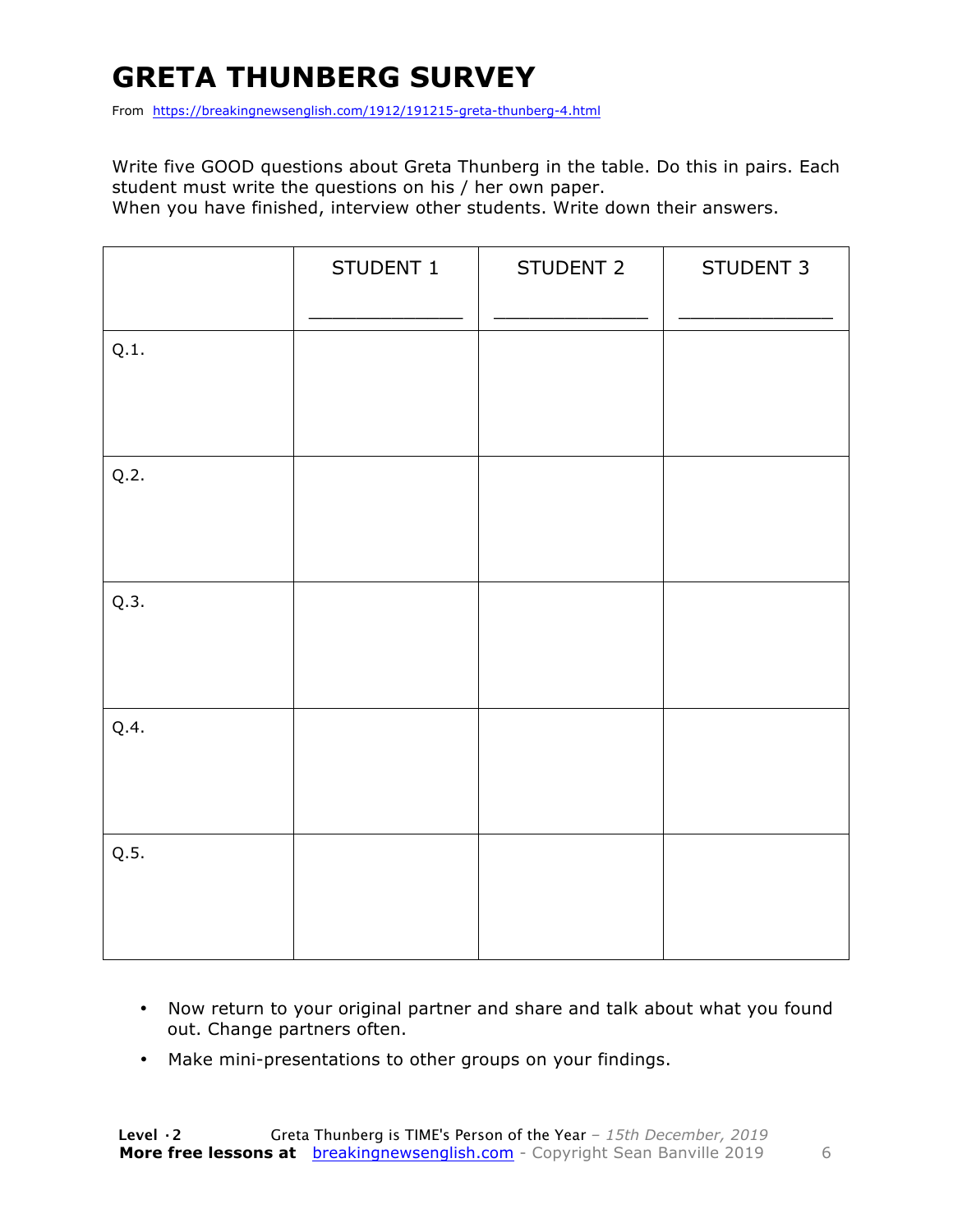# GRETA THUNBERG SURVEY

From https://breakingnewsenglish.com/1912/191215-greta-thunberg-4.html

Write five GOOD questions about Greta Thunberg in the table. Do this in pairs. Each student must write the questions on his / her own paper.
When you have finished, interview other students. Write down their answers.

| | STUDENT 1<br>_______________ | STUDENT 2<br>_______________ | STUDENT 3<br>_______________ |
|---|---|---|---|
| Q.1. | | | |
| Q.2. | | | |
| Q.3. | | | |
| Q.4. | | | |
| Q.5. | | | |

- Now return to your original partner and share and talk about what you found out. Change partners often.
- Make mini-presentations to other groups on your findings.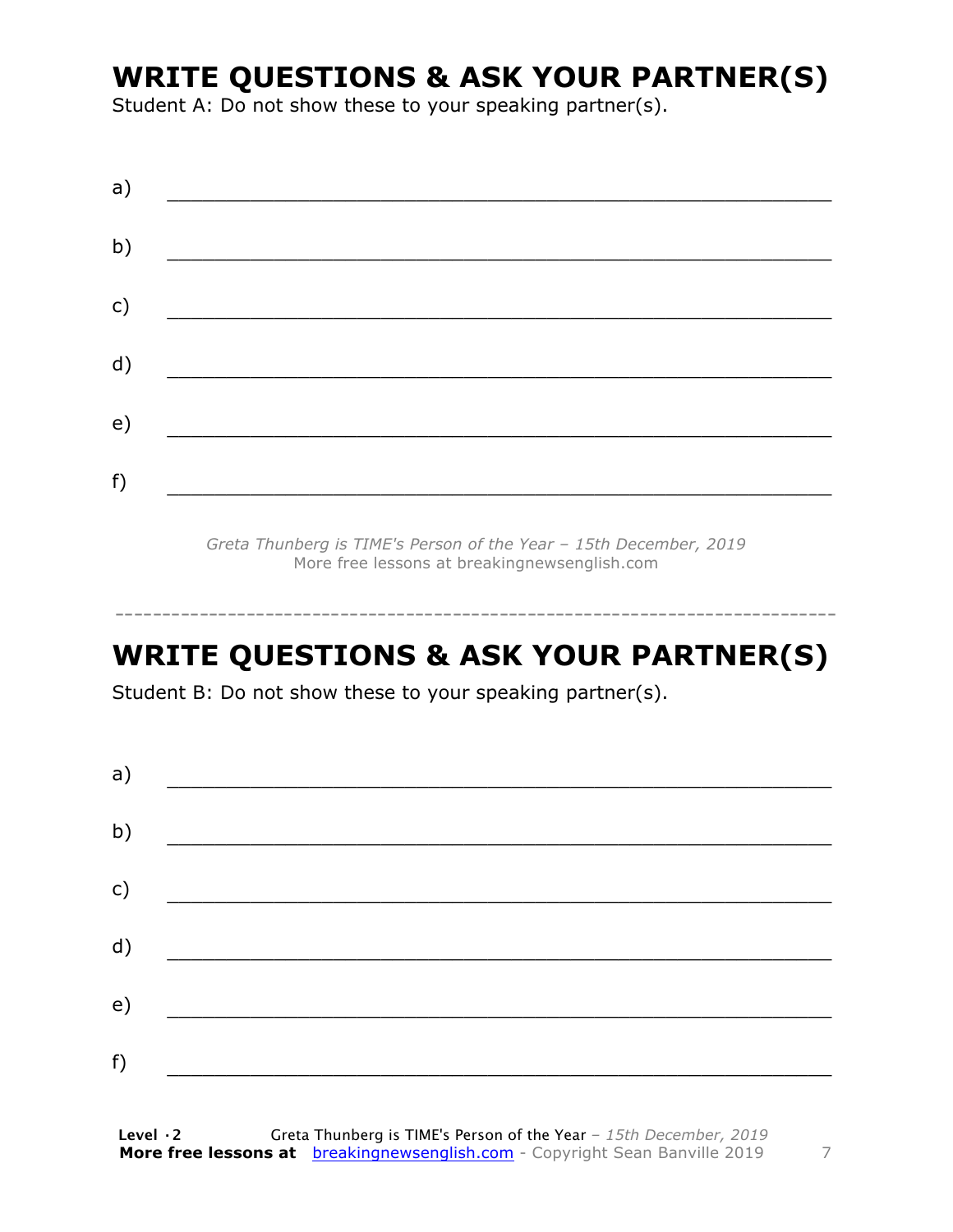# WRITE QUESTIONS & ASK YOUR PARTNER(S)

Student A: Do not show these to your speaking partner(s).

a) ___________________________________________________________

b) ___________________________________________________________

c) ___________________________________________________________

d) ___________________________________________________________

e) ___________________________________________________________

f) ___________________________________________________________

*Greta Thunberg is TIME's Person of the Year – 15th December, 2019*
More free lessons at breakingnewsenglish.com

---

# WRITE QUESTIONS & ASK YOUR PARTNER(S)

Student B: Do not show these to your speaking partner(s).

a) ___________________________________________________________

b) ___________________________________________________________

c) ___________________________________________________________

d) ___________________________________________________________

e) ___________________________________________________________

f) ___________________________________________________________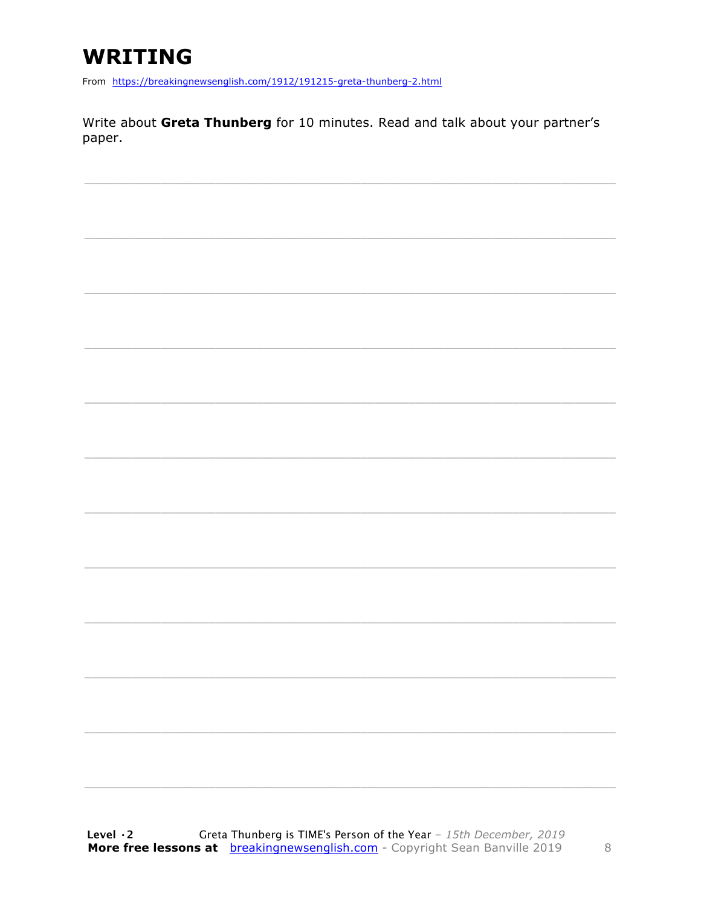# WRITING

From https://breakingnewsenglish.com/1912/191215-greta-thunberg-2.html

Write about **Greta Thunberg** for 10 minutes. Read and talk about your partner's paper.